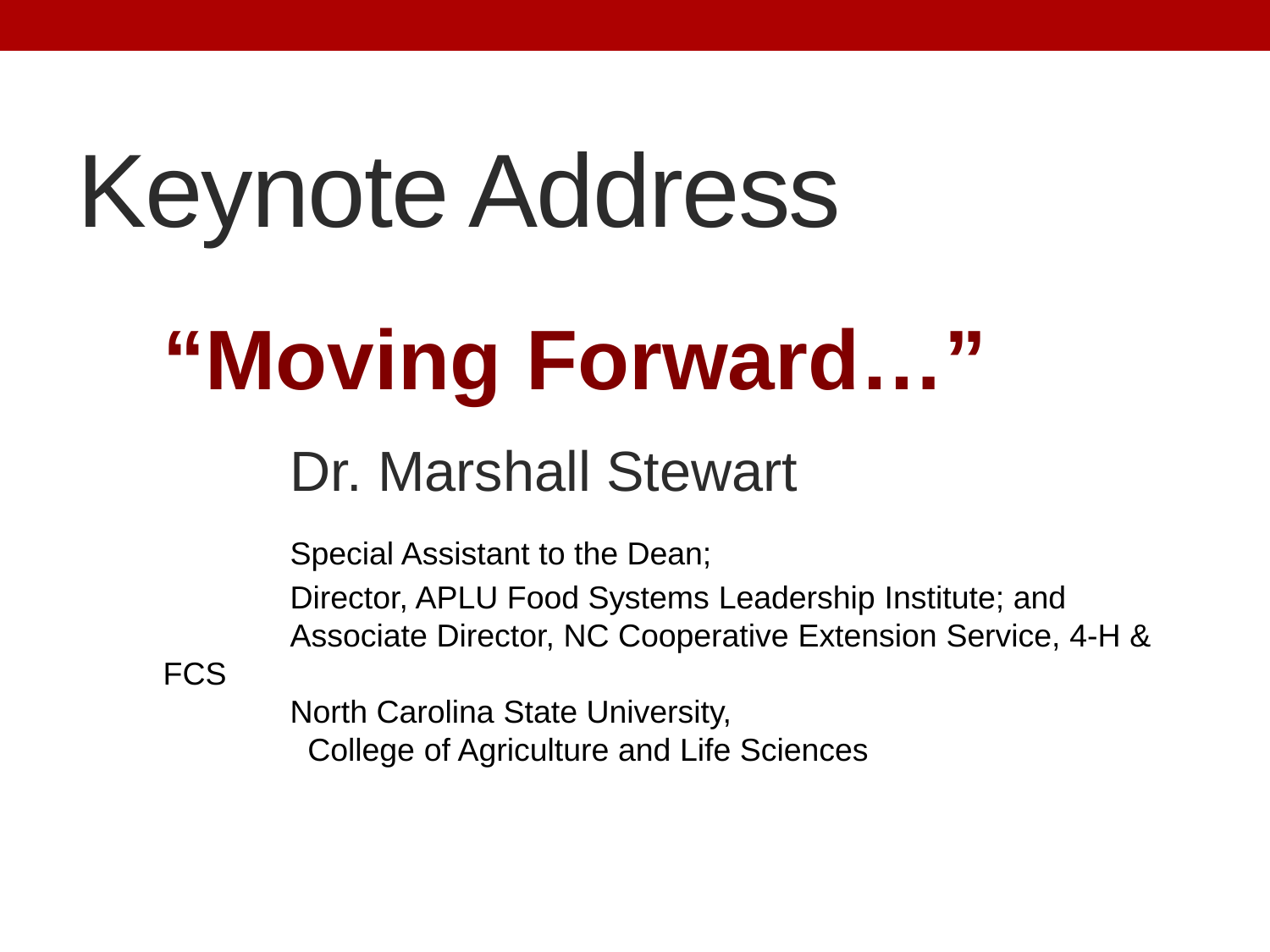# Keynote Address

## "Moving Forward…"

### Dr. Marshall Stewart

Special Assistant to the Dean;

Director, APLU Food Systems Leadership Institute; and
Associate Director, NC Cooperative Extension Service, 4-H & FCS

North Carolina State University,
College of Agriculture and Life Sciences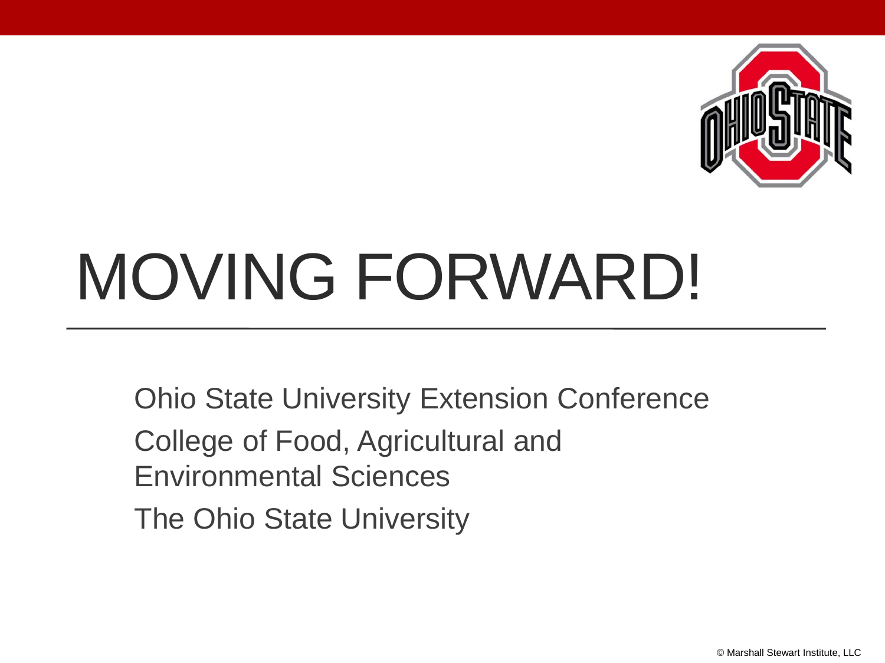# MOVING FORWARD!

Ohio State University Extension Conference

College of Food, Agricultural and Environmental Sciences

The Ohio State University

© Marshall Stewart Institute, LLC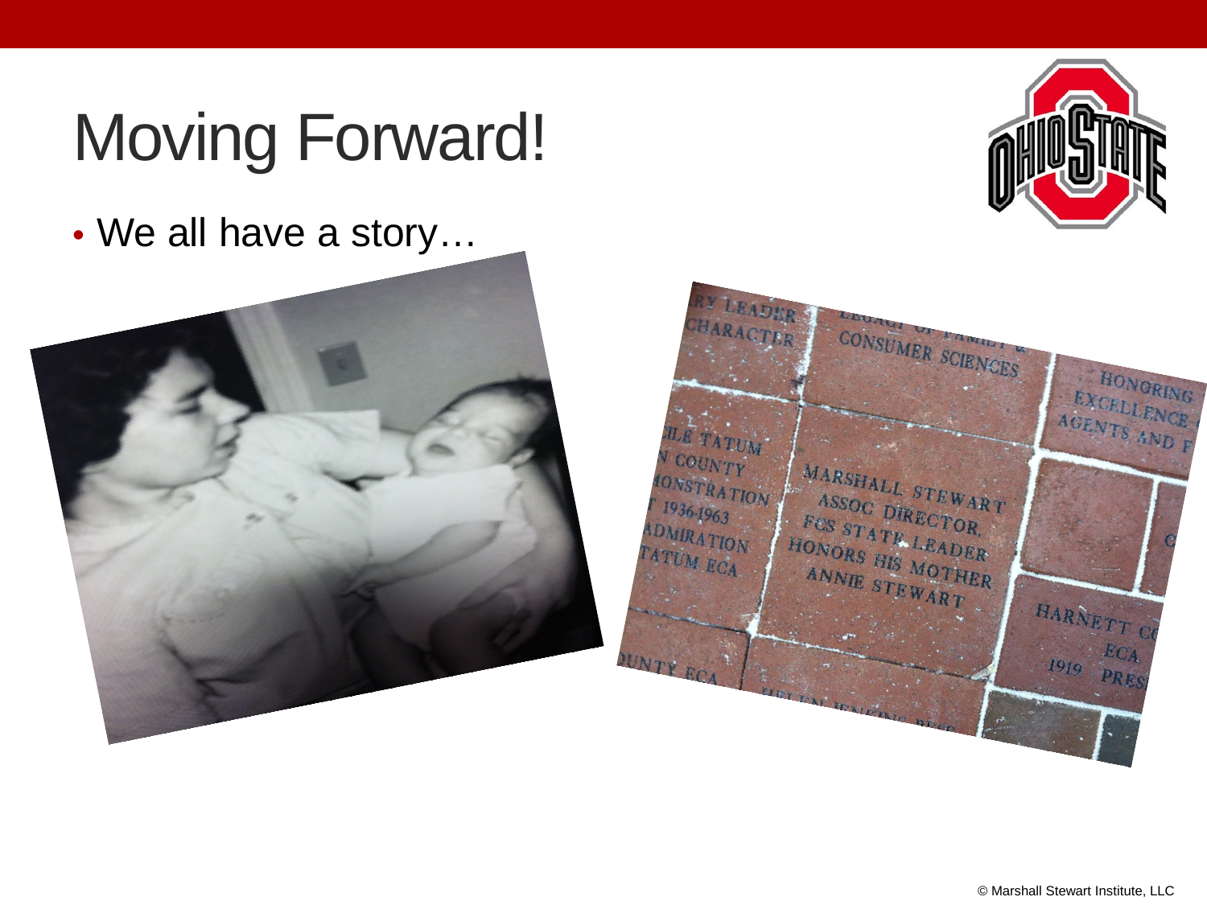# Moving Forward!

- We all have a story…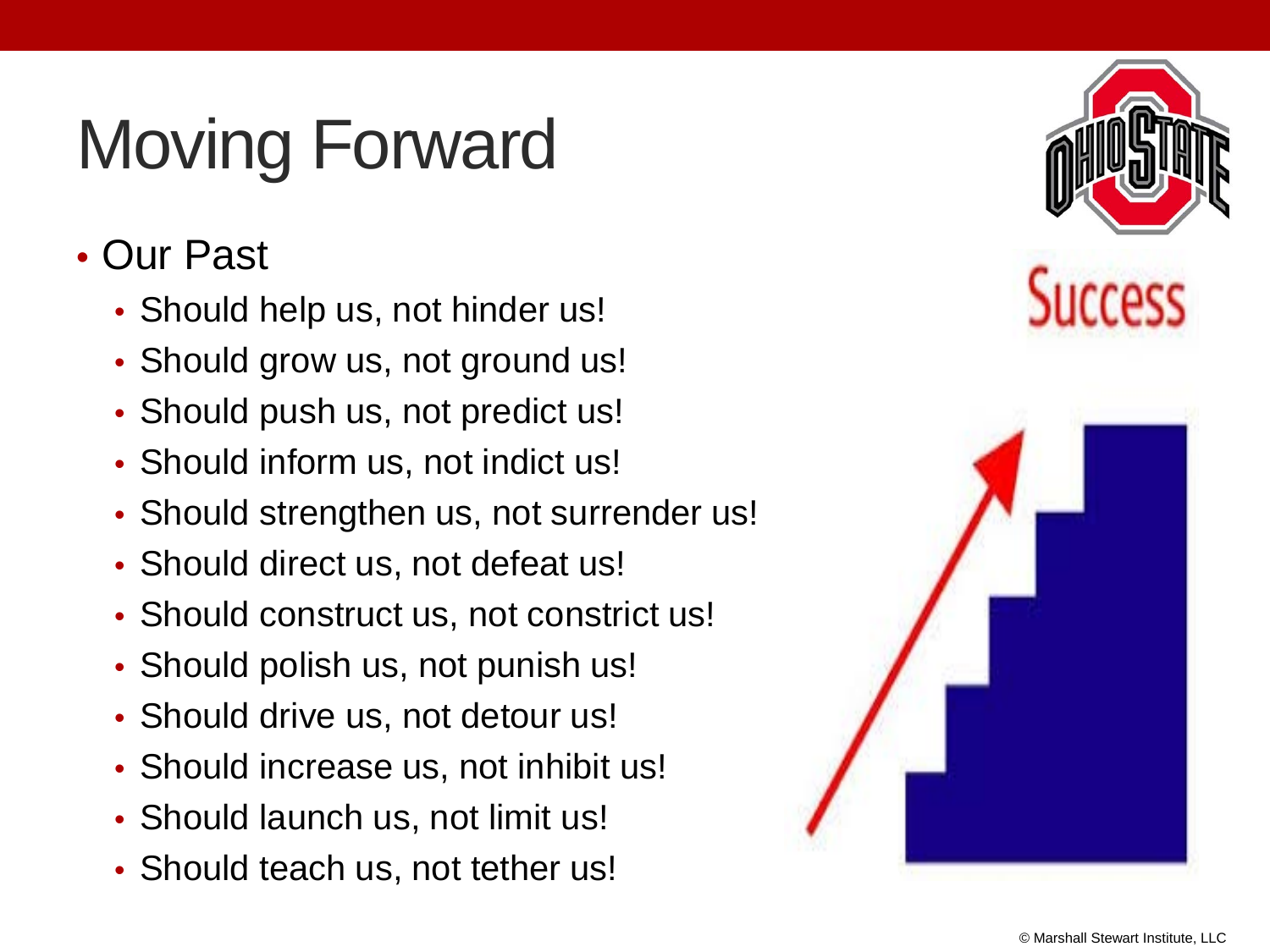# Moving Forward

- Our Past
  - Should help us, not hinder us!
  - Should grow us, not ground us!
  - Should push us, not predict us!
  - Should inform us, not indict us!
  - Should strengthen us, not surrender us!
  - Should direct us, not defeat us!
  - Should construct us, not constrict us!
  - Should polish us, not punish us!
  - Should drive us, not detour us!
  - Should increase us, not inhibit us!
  - Should launch us, not limit us!
  - Should teach us, not tether us!

Success

© Marshall Stewart Institute, LLC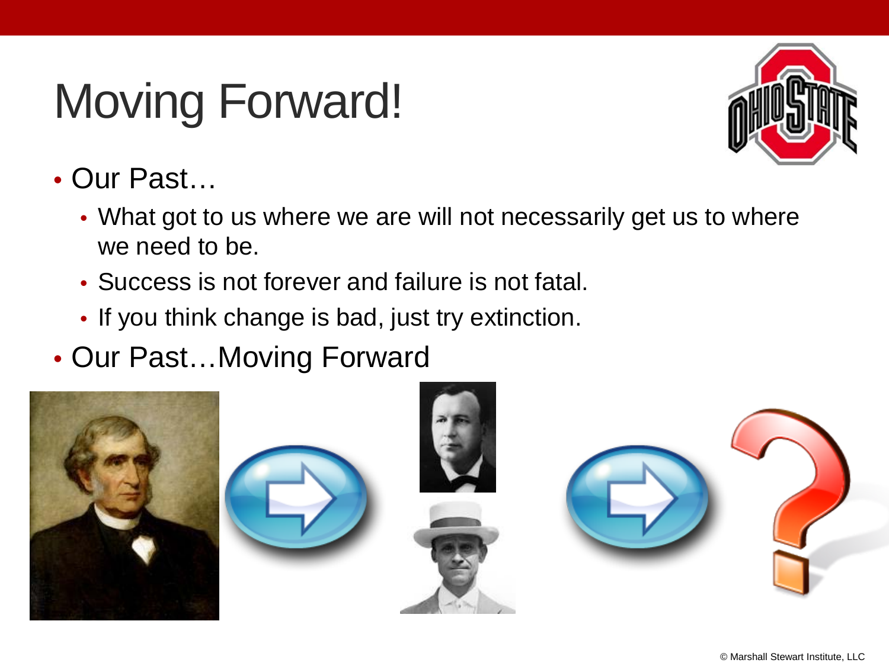# Moving Forward!

- Our Past…
  - What got to us where we are will not necessarily get us to where we need to be.
  - Success is not forever and failure is not fatal.
  - If you think change is bad, just try extinction.
- Our Past…Moving Forward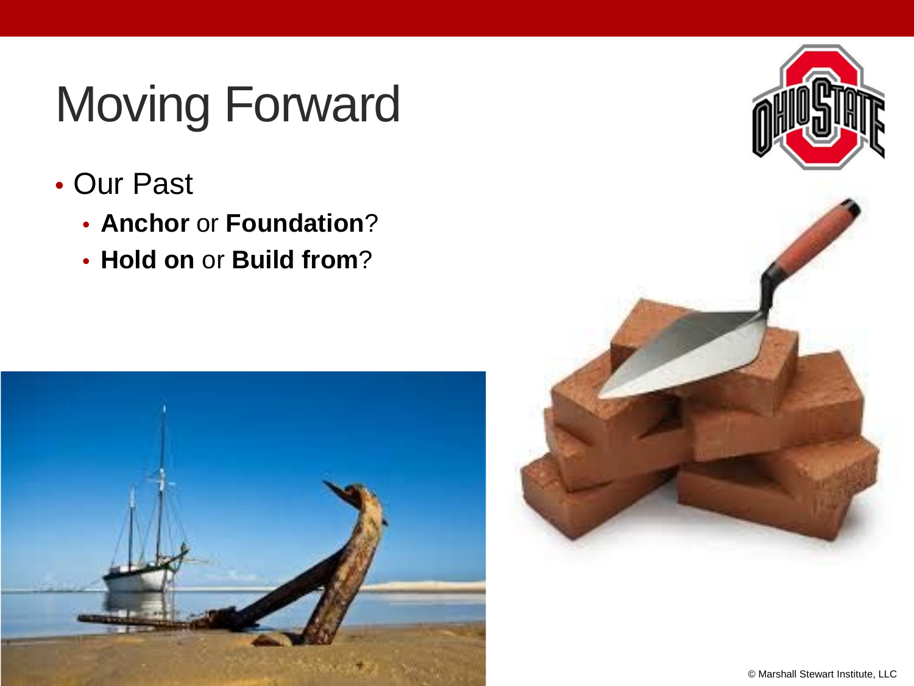# Moving Forward

- Our Past
  - **Anchor** or **Foundation**?
  - **Hold on** or **Build from**?

© Marshall Stewart Institute, LLC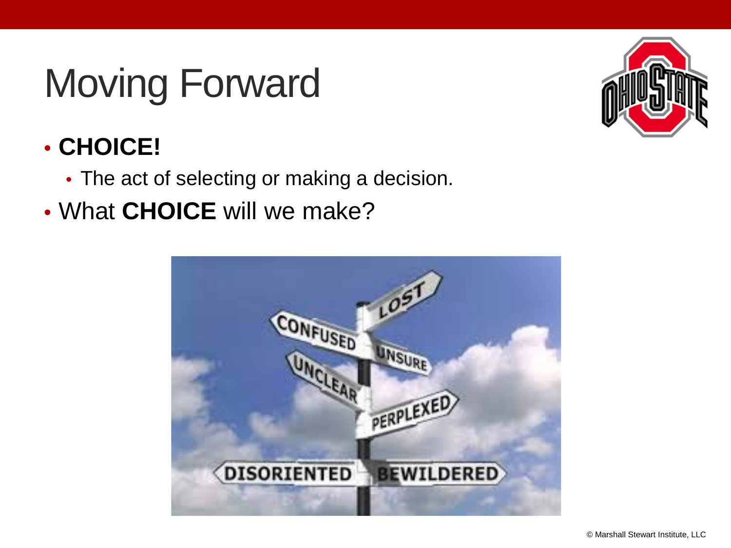# Moving Forward

- **CHOICE!**
  - The act of selecting or making a decision.
- What **CHOICE** will we make?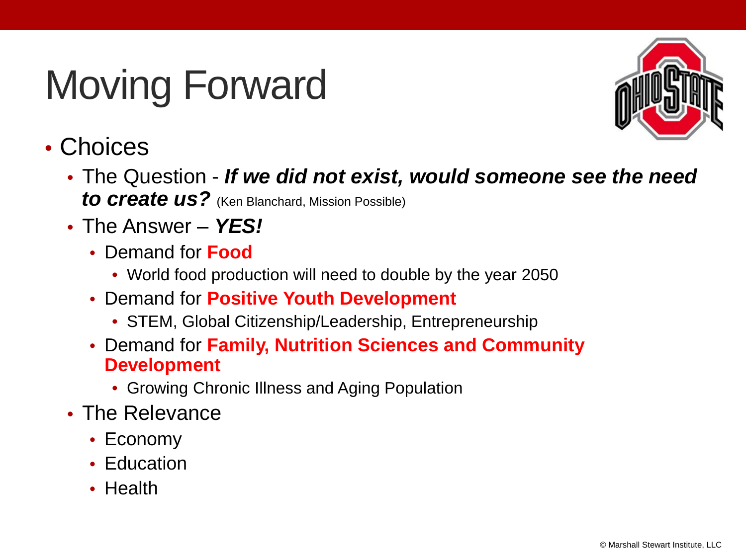# Moving Forward

- Choices
  - The Question - ***If we did not exist, would someone see the need to create us?*** (Ken Blanchard, Mission Possible)
  - The Answer – ***YES!***
    - Demand for **Food**
      - World food production will need to double by the year 2050
    - Demand for **Positive Youth Development**
      - STEM, Global Citizenship/Leadership, Entrepreneurship
    - Demand for **Family, Nutrition Sciences and Community Development**
      - Growing Chronic Illness and Aging Population
  - The Relevance
    - Economy
    - Education
    - Health

© Marshall Stewart Institute, LLC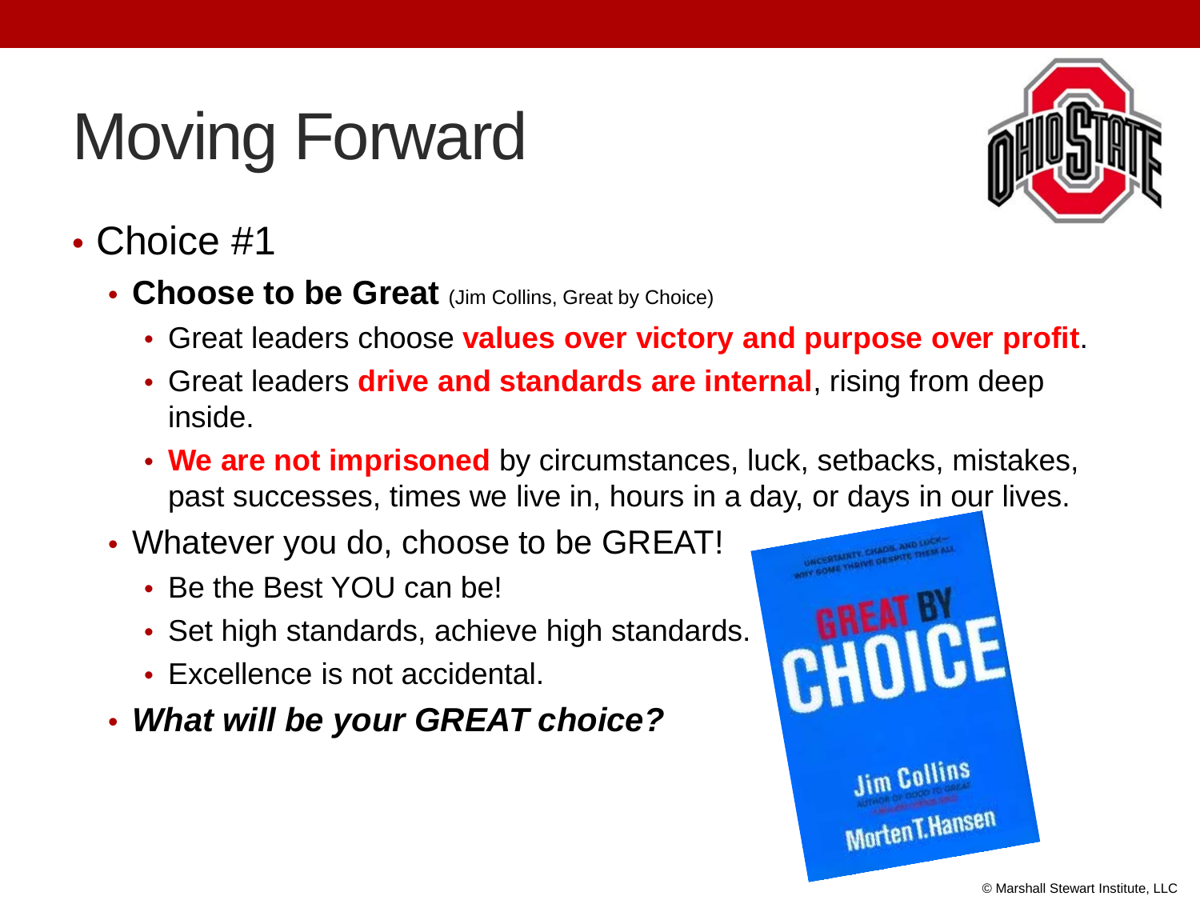# Moving Forward

- Choice #1
  - **Choose to be Great** (Jim Collins, Great by Choice)
    - Great leaders choose **values over victory and purpose over profit**.
    - Great leaders **drive and standards are internal**, rising from deep inside.
    - **We are not imprisoned** by circumstances, luck, setbacks, mistakes, past successes, times we live in, hours in a day, or days in our lives.
  - Whatever you do, choose to be GREAT!
    - Be the Best YOU can be!
    - Set high standards, achieve high standards.
    - Excellence is not accidental.
  - ***What will be your GREAT choice?***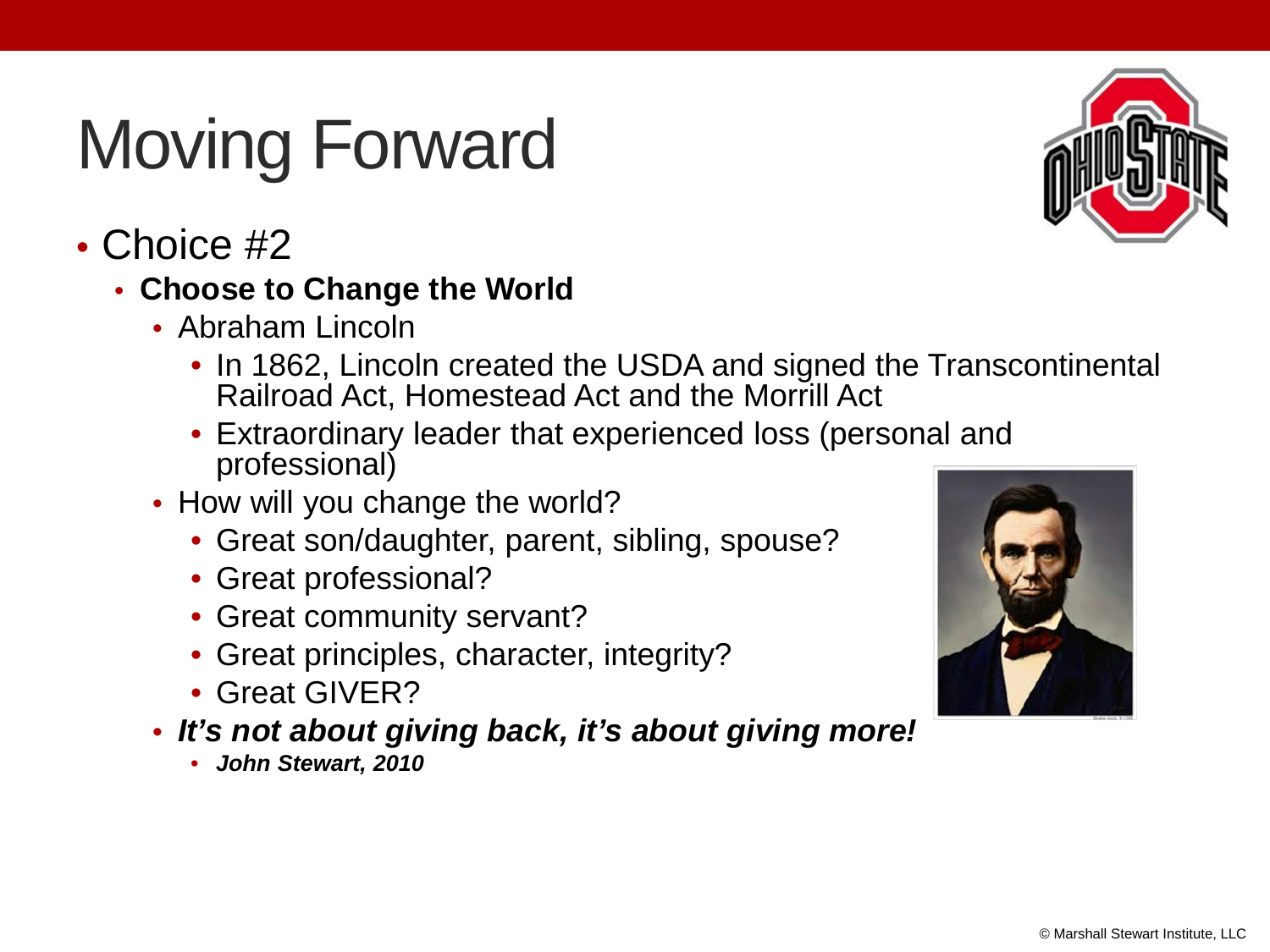# Moving Forward

- Choice #2
  - **Choose to Change the World**
    - Abraham Lincoln
      - In 1862, Lincoln created the USDA and signed the Transcontinental Railroad Act, Homestead Act and the Morrill Act
      - Extraordinary leader that experienced loss (personal and professional)
    - How will you change the world?
      - Great son/daughter, parent, sibling, spouse?
      - Great professional?
      - Great community servant?
      - Great principles, character, integrity?
      - Great GIVER?
    - ***It's not about giving back, it's about giving more!***
      - ***John Stewart, 2010***

© Marshall Stewart Institute, LLC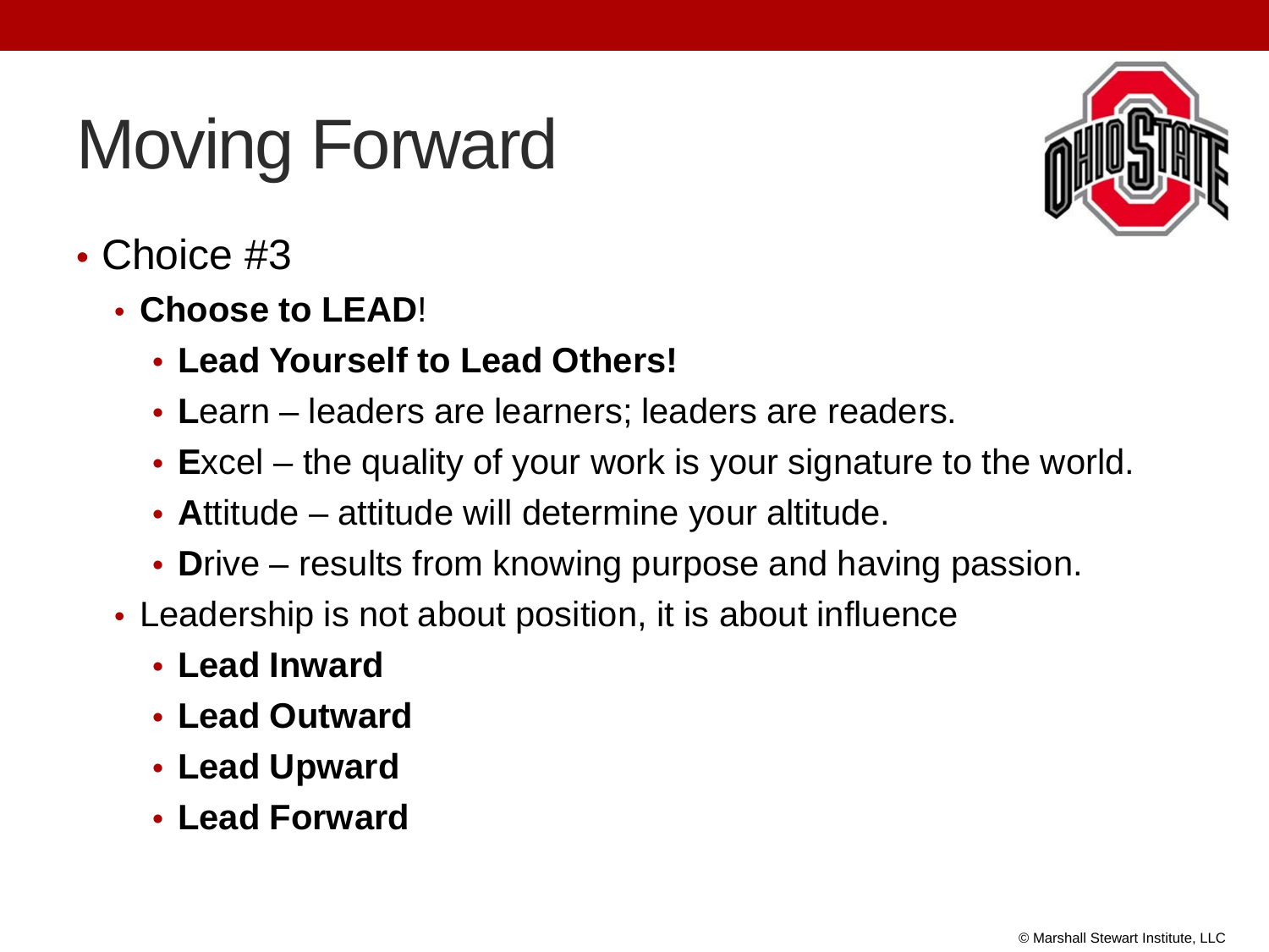# Moving Forward

- Choice #3
  - **Choose to LEAD**!
    - **Lead Yourself to Lead Others!**
    - **L**earn – leaders are learners; leaders are readers.
    - **E**xcel – the quality of your work is your signature to the world.
    - **A**ttitude – attitude will determine your altitude.
    - **D**rive – results from knowing purpose and having passion.
  - Leadership is not about position, it is about influence
    - **Lead Inward**
    - **Lead Outward**
    - **Lead Upward**
    - **Lead Forward**

© Marshall Stewart Institute, LLC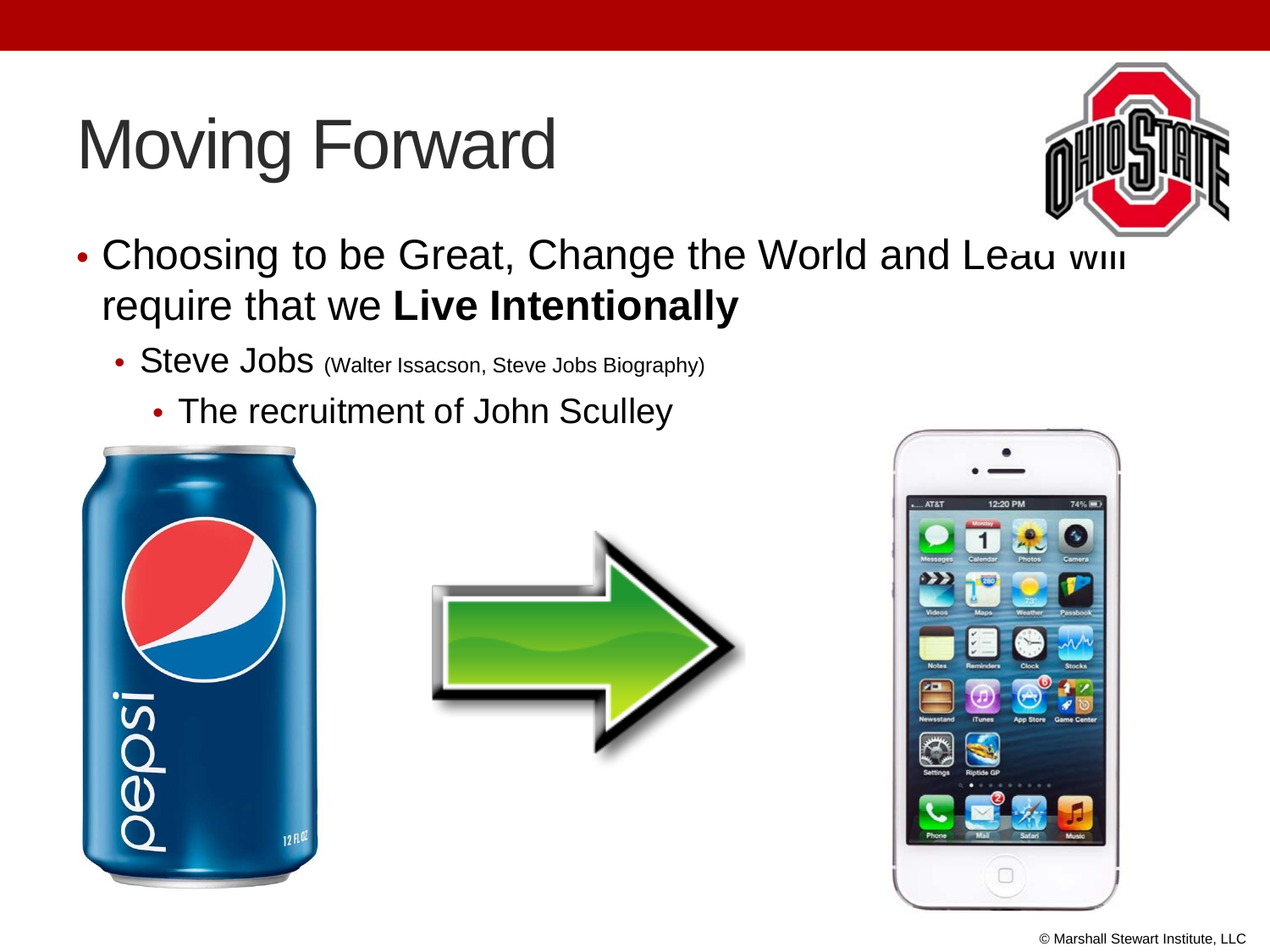# Moving Forward

- Choosing to be Great, Change the World and Lead will require that we **Live Intentionally**
  - Steve Jobs (Walter Issacson, Steve Jobs Biography)
    - The recruitment of John Sculley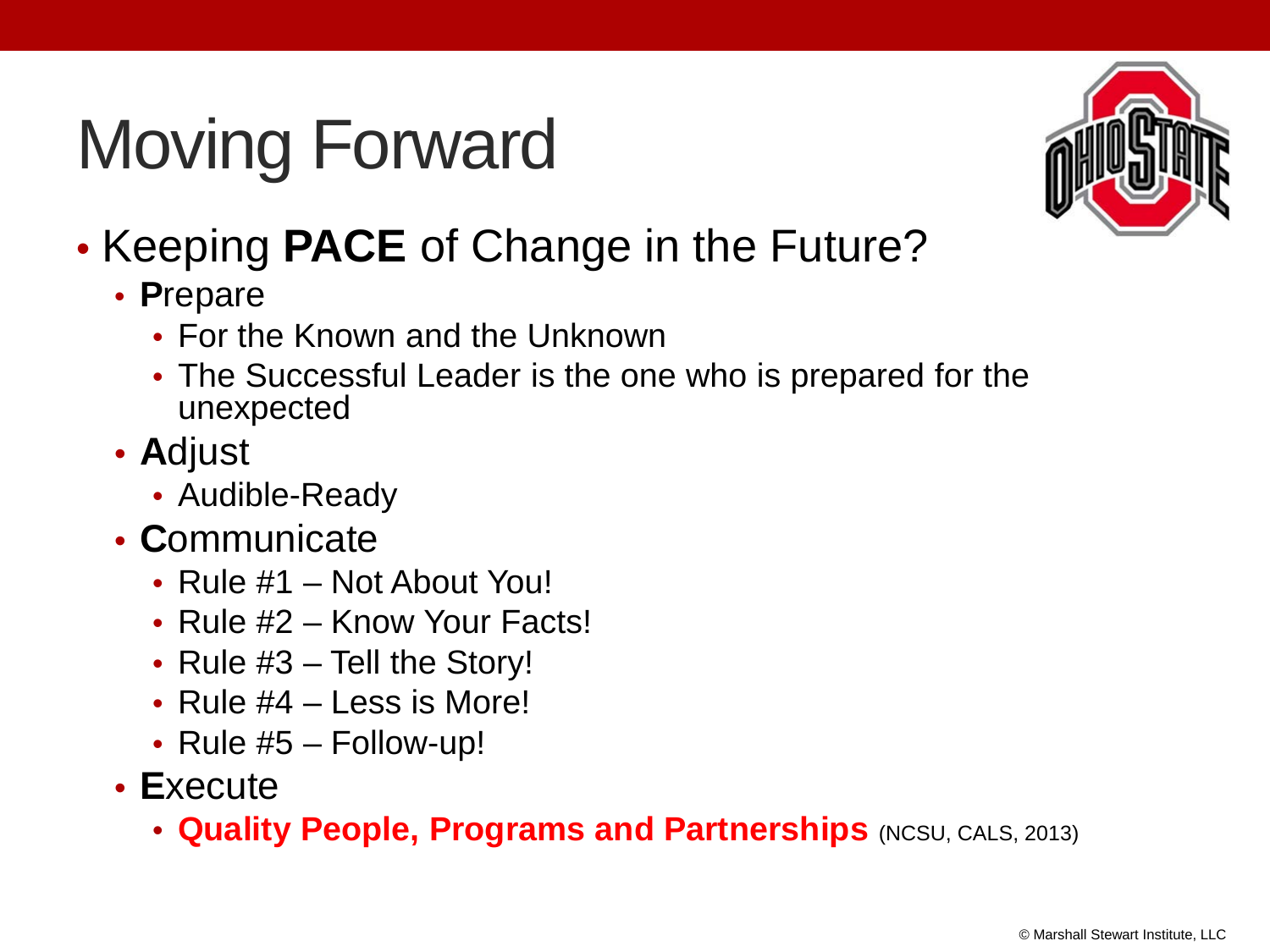# Moving Forward

- Keeping **PACE** of Change in the Future?
  - **P**repare
    - For the Known and the Unknown
    - The Successful Leader is the one who is prepared for the unexpected
  - **A**djust
    - Audible-Ready
  - **C**ommunicate
    - Rule #1 – Not About You!
    - Rule #2 – Know Your Facts!
    - Rule #3 – Tell the Story!
    - Rule #4 – Less is More!
    - Rule #5 – Follow-up!
  - **E**xecute
    - **Quality People, Programs and Partnerships** (NCSU, CALS, 2013)

© Marshall Stewart Institute, LLC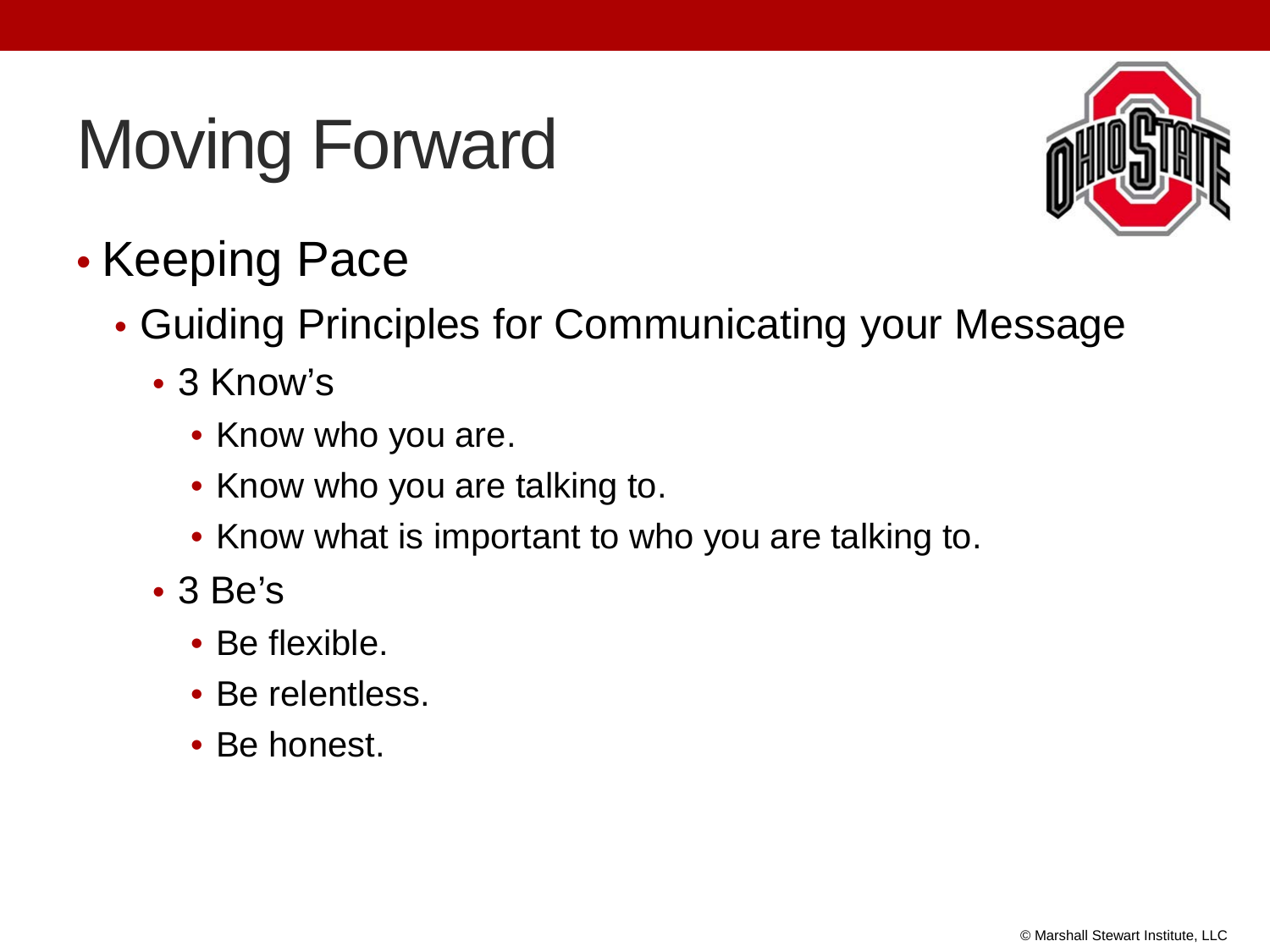# Moving Forward

- Keeping Pace
  - Guiding Principles for Communicating your Message
    - 3 Know's
      - Know who you are.
      - Know who you are talking to.
      - Know what is important to who you are talking to.
    - 3 Be's
      - Be flexible.
      - Be relentless.
      - Be honest.

© Marshall Stewart Institute, LLC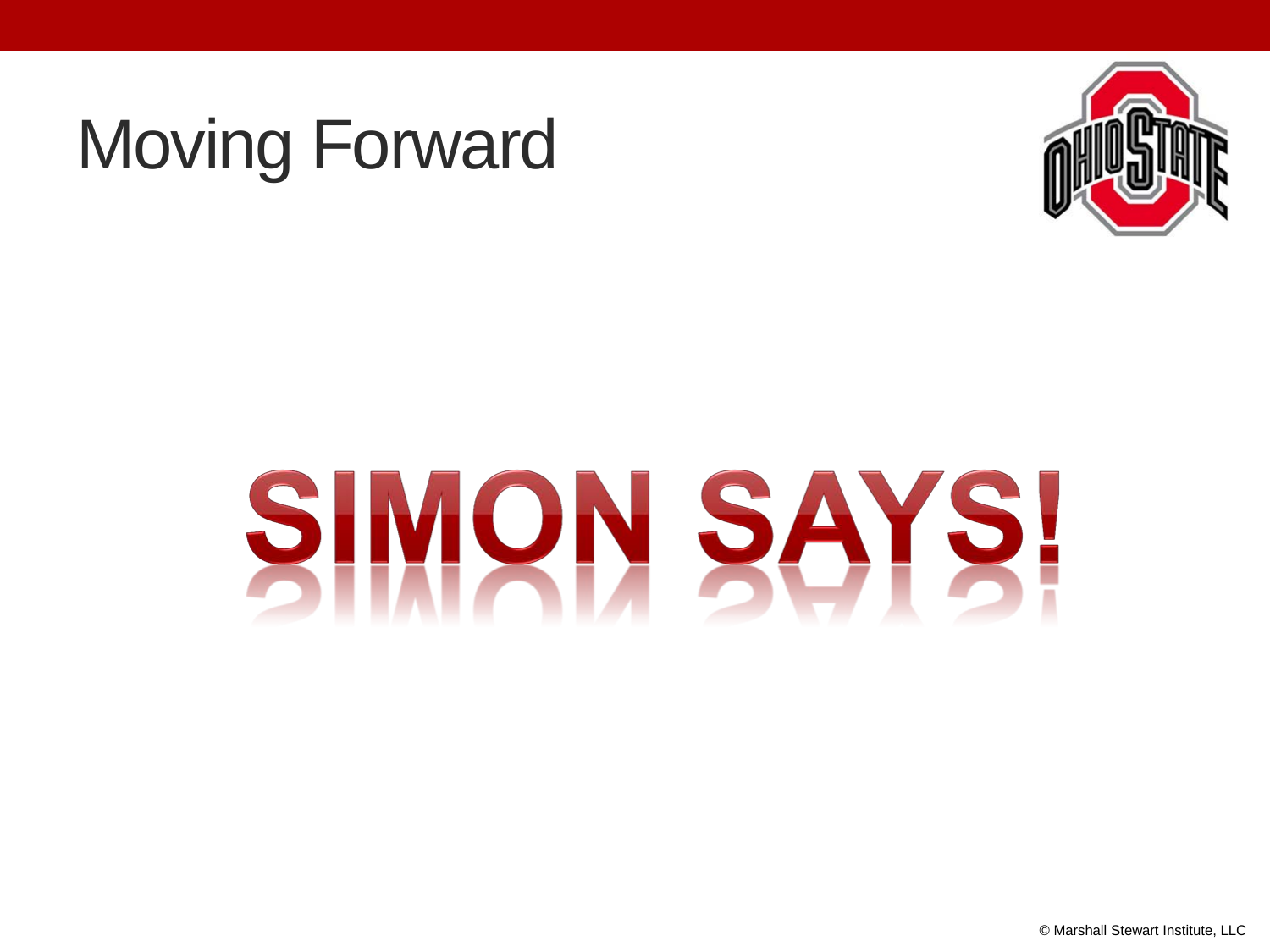# Moving Forward

SIMON SAYS!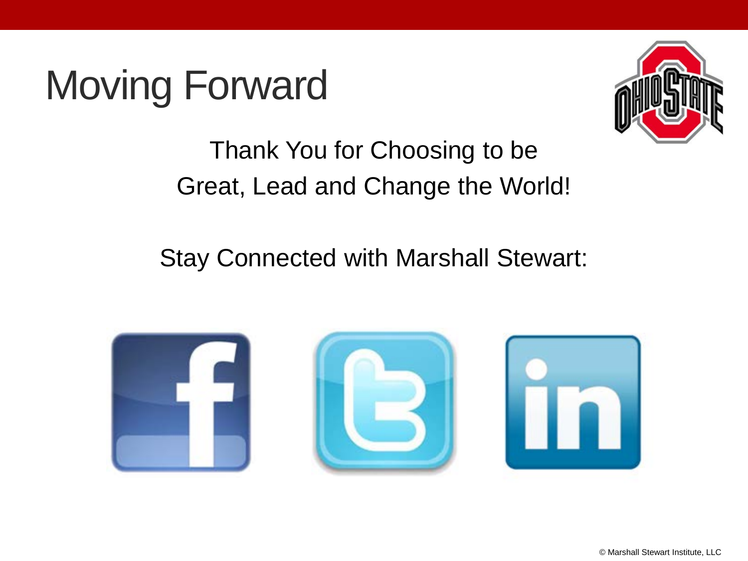# Moving Forward

Thank You for Choosing to be
Great, Lead and Change the World!

Stay Connected with Marshall Stewart:

© Marshall Stewart Institute, LLC